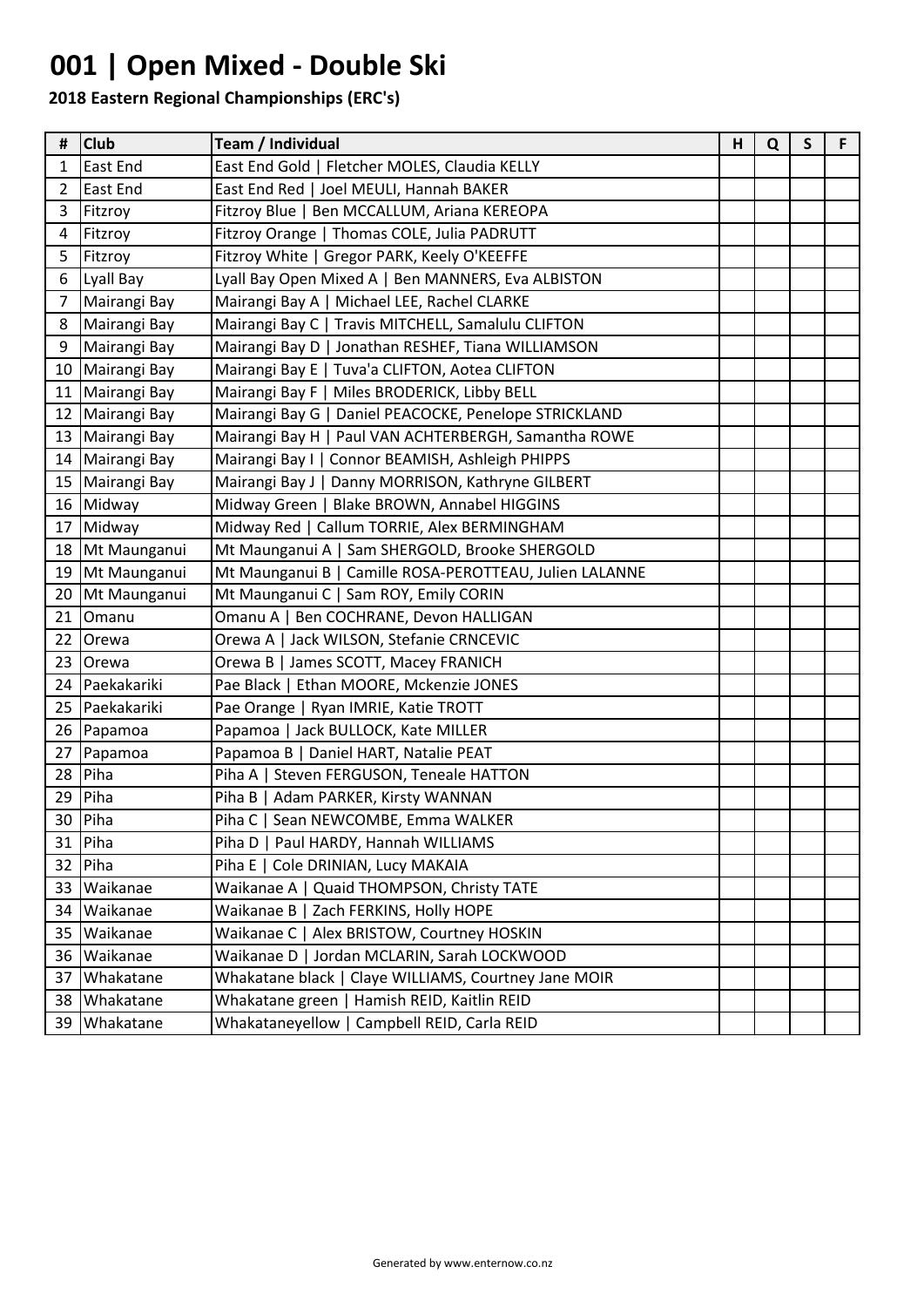# 001 | Open Mixed - Double Ski

**2018 Eastern Regional Championships (ERC's)**

| # | Club | Team / Individual | H | Q | S | F |
|---|---|---|---|---|---|---|
| 1 | East End | East End Gold \| Fletcher MOLES, Claudia KELLY | | | | |
| 2 | East End | East End Red \| Joel MEULI, Hannah BAKER | | | | |
| 3 | Fitzroy | Fitzroy Blue \| Ben MCCALLUM, Ariana KEREOPA | | | | |
| 4 | Fitzroy | Fitzroy Orange \| Thomas COLE, Julia PADRUTT | | | | |
| 5 | Fitzroy | Fitzroy White \| Gregor PARK, Keely O'KEEFFE | | | | |
| 6 | Lyall Bay | Lyall Bay Open Mixed A \| Ben MANNERS, Eva ALBISTON | | | | |
| 7 | Mairangi Bay | Mairangi Bay A \| Michael LEE, Rachel CLARKE | | | | |
| 8 | Mairangi Bay | Mairangi Bay C \| Travis MITCHELL, Samalulu CLIFTON | | | | |
| 9 | Mairangi Bay | Mairangi Bay D \| Jonathan RESHEF, Tiana WILLIAMSON | | | | |
| 10 | Mairangi Bay | Mairangi Bay E \| Tuva'a CLIFTON, Aotea CLIFTON | | | | |
| 11 | Mairangi Bay | Mairangi Bay F \| Miles BRODERICK, Libby BELL | | | | |
| 12 | Mairangi Bay | Mairangi Bay G \| Daniel PEACOCKE, Penelope STRICKLAND | | | | |
| 13 | Mairangi Bay | Mairangi Bay H \| Paul VAN ACHTERBERGH, Samantha ROWE | | | | |
| 14 | Mairangi Bay | Mairangi Bay I \| Connor BEAMISH, Ashleigh PHIPPS | | | | |
| 15 | Mairangi Bay | Mairangi Bay J \| Danny MORRISON, Kathryne GILBERT | | | | |
| 16 | Midway | Midway Green \| Blake BROWN, Annabel HIGGINS | | | | |
| 17 | Midway | Midway Red \| Callum TORRIE, Alex BERMINGHAM | | | | |
| 18 | Mt Maunganui | Mt Maunganui A \| Sam SHERGOLD, Brooke SHERGOLD | | | | |
| 19 | Mt Maunganui | Mt Maunganui B \| Camille ROSA-PEROTTEAU, Julien LALANNE | | | | |
| 20 | Mt Maunganui | Mt Maunganui C \| Sam ROY, Emily CORIN | | | | |
| 21 | Omanu | Omanu A \| Ben COCHRANE, Devon HALLIGAN | | | | |
| 22 | Orewa | Orewa A \| Jack WILSON, Stefanie CRNCEVIC | | | | |
| 23 | Orewa | Orewa B \| James SCOTT, Macey FRANICH | | | | |
| 24 | Paekakariki | Pae Black \| Ethan MOORE, Mckenzie JONES | | | | |
| 25 | Paekakariki | Pae Orange \| Ryan IMRIE, Katie TROTT | | | | |
| 26 | Papamoa | Papamoa \| Jack BULLOCK, Kate MILLER | | | | |
| 27 | Papamoa | Papamoa B \| Daniel HART, Natalie PEAT | | | | |
| 28 | Piha | Piha A \| Steven FERGUSON, Teneale HATTON | | | | |
| 29 | Piha | Piha B \| Adam PARKER, Kirsty WANNAN | | | | |
| 30 | Piha | Piha C \| Sean NEWCOMBE, Emma WALKER | | | | |
| 31 | Piha | Piha D \| Paul HARDY, Hannah WILLIAMS | | | | |
| 32 | Piha | Piha E \| Cole DRINIAN, Lucy MAKAIA | | | | |
| 33 | Waikanae | Waikanae A \| Quaid THOMPSON, Christy TATE | | | | |
| 34 | Waikanae | Waikanae B \| Zach FERKINS, Holly HOPE | | | | |
| 35 | Waikanae | Waikanae C \| Alex BRISTOW, Courtney HOSKIN | | | | |
| 36 | Waikanae | Waikanae D \| Jordan MCLARIN, Sarah LOCKWOOD | | | | |
| 37 | Whakatane | Whakatane black \| Claye WILLIAMS, Courtney Jane MOIR | | | | |
| 38 | Whakatane | Whakatane green \| Hamish REID, Kaitlin REID | | | | |
| 39 | Whakatane | Whakataneyellow \| Campbell REID, Carla REID | | | | |

Generated by www.enternow.co.nz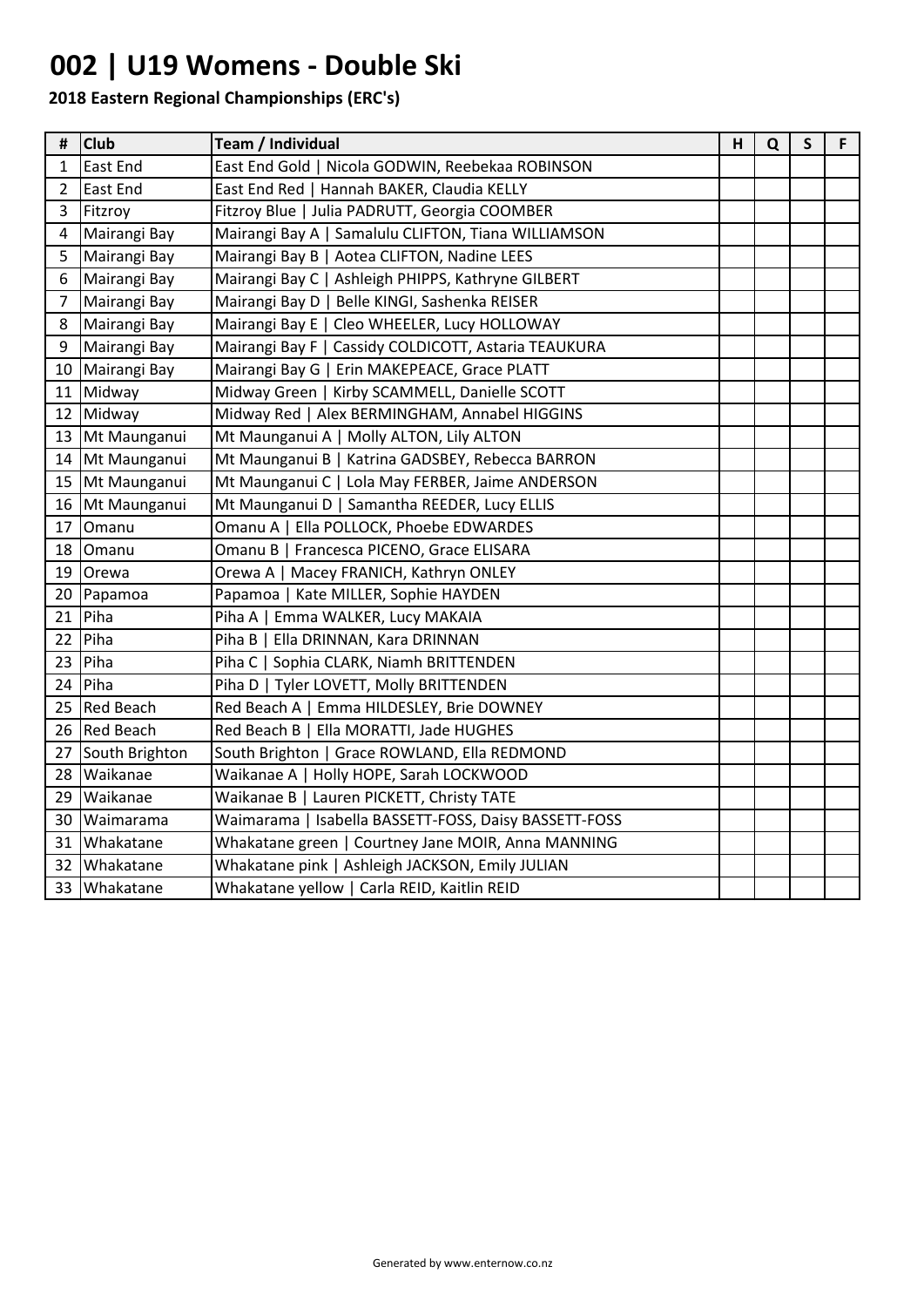# 002 | U19 Womens - Double Ski

**2018 Eastern Regional Championships (ERC's)**

| # | Club | Team / Individual | H | Q | S | F |
|---|---|---|---|---|---|---|
| 1 | East End | East End Gold \| Nicola GODWIN, Reebekaa ROBINSON | | | | |
| 2 | East End | East End Red \| Hannah BAKER, Claudia KELLY | | | | |
| 3 | Fitzroy | Fitzroy Blue \| Julia PADRUTT, Georgia COOMBER | | | | |
| 4 | Mairangi Bay | Mairangi Bay A \| Samalulu CLIFTON, Tiana WILLIAMSON | | | | |
| 5 | Mairangi Bay | Mairangi Bay B \| Aotea CLIFTON, Nadine LEES | | | | |
| 6 | Mairangi Bay | Mairangi Bay C \| Ashleigh PHIPPS, Kathryne GILBERT | | | | |
| 7 | Mairangi Bay | Mairangi Bay D \| Belle KINGI, Sashenka REISER | | | | |
| 8 | Mairangi Bay | Mairangi Bay E \| Cleo WHEELER, Lucy HOLLOWAY | | | | |
| 9 | Mairangi Bay | Mairangi Bay F \| Cassidy COLDICOTT, Astaria TEAUKURA | | | | |
| 10 | Mairangi Bay | Mairangi Bay G \| Erin MAKEPEACE, Grace PLATT | | | | |
| 11 | Midway | Midway Green \| Kirby SCAMMELL, Danielle SCOTT | | | | |
| 12 | Midway | Midway Red \| Alex BERMINGHAM, Annabel HIGGINS | | | | |
| 13 | Mt Maunganui | Mt Maunganui A \| Molly ALTON, Lily ALTON | | | | |
| 14 | Mt Maunganui | Mt Maunganui B \| Katrina GADSBEY, Rebecca BARRON | | | | |
| 15 | Mt Maunganui | Mt Maunganui C \| Lola May FERBER, Jaime ANDERSON | | | | |
| 16 | Mt Maunganui | Mt Maunganui D \| Samantha REEDER, Lucy ELLIS | | | | |
| 17 | Omanu | Omanu A \| Ella POLLOCK, Phoebe EDWARDES | | | | |
| 18 | Omanu | Omanu B \| Francesca PICENO, Grace ELISARA | | | | |
| 19 | Orewa | Orewa A \| Macey FRANICH, Kathryn ONLEY | | | | |
| 20 | Papamoa | Papamoa \| Kate MILLER, Sophie HAYDEN | | | | |
| 21 | Piha | Piha A \| Emma WALKER, Lucy MAKAIA | | | | |
| 22 | Piha | Piha B \| Ella DRINNAN, Kara DRINNAN | | | | |
| 23 | Piha | Piha C \| Sophia CLARK, Niamh BRITTENDEN | | | | |
| 24 | Piha | Piha D \| Tyler LOVETT, Molly BRITTENDEN | | | | |
| 25 | Red Beach | Red Beach A \| Emma HILDESLEY, Brie DOWNEY | | | | |
| 26 | Red Beach | Red Beach B \| Ella MORATTI, Jade HUGHES | | | | |
| 27 | South Brighton | South Brighton \| Grace ROWLAND, Ella REDMOND | | | | |
| 28 | Waikanae | Waikanae A \| Holly HOPE, Sarah LOCKWOOD | | | | |
| 29 | Waikanae | Waikanae B \| Lauren PICKETT, Christy TATE | | | | |
| 30 | Waimarama | Waimarama \| Isabella BASSETT-FOSS, Daisy BASSETT-FOSS | | | | |
| 31 | Whakatane | Whakatane green \| Courtney Jane MOIR, Anna MANNING | | | | |
| 32 | Whakatane | Whakatane pink \| Ashleigh JACKSON, Emily JULIAN | | | | |
| 33 | Whakatane | Whakatane yellow \| Carla REID, Kaitlin REID | | | | |

Generated by www.enternow.co.nz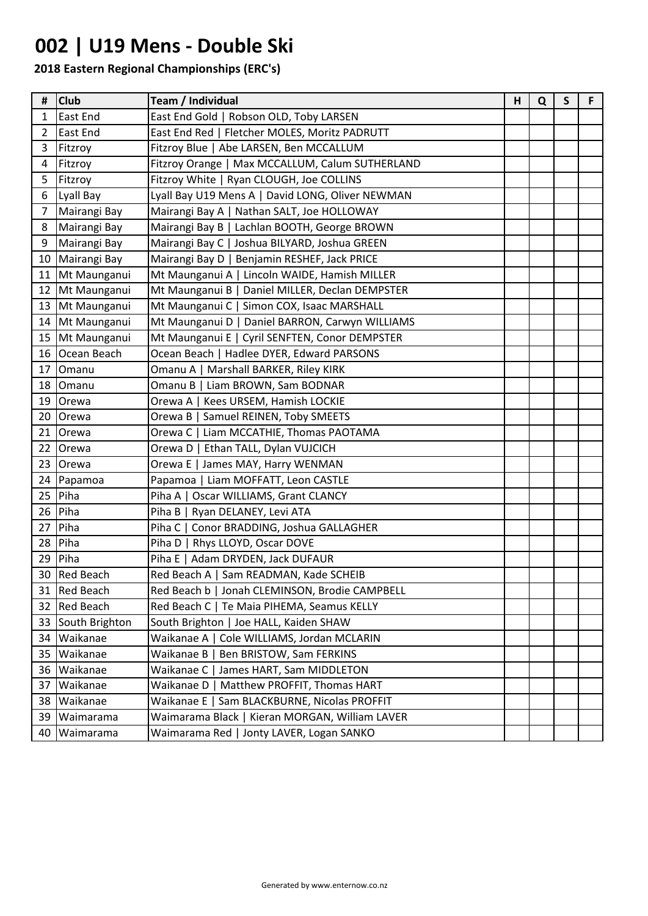# 002 | U19 Mens - Double Ski

**2018 Eastern Regional Championships (ERC's)**

| # | Club | Team / Individual | H | Q | S | F |
|---|---|---|---|---|---|---|
| 1 | East End | East End Gold \| Robson OLD, Toby LARSEN | | | | |
| 2 | East End | East End Red \| Fletcher MOLES, Moritz PADRUTT | | | | |
| 3 | Fitzroy | Fitzroy Blue \| Abe LARSEN, Ben MCCALLUM | | | | |
| 4 | Fitzroy | Fitzroy Orange \| Max MCCALLUM, Calum SUTHERLAND | | | | |
| 5 | Fitzroy | Fitzroy White \| Ryan CLOUGH, Joe COLLINS | | | | |
| 6 | Lyall Bay | Lyall Bay U19 Mens A \| David LONG, Oliver NEWMAN | | | | |
| 7 | Mairangi Bay | Mairangi Bay A \| Nathan SALT, Joe HOLLOWAY | | | | |
| 8 | Mairangi Bay | Mairangi Bay B \| Lachlan BOOTH, George BROWN | | | | |
| 9 | Mairangi Bay | Mairangi Bay C \| Joshua BILYARD, Joshua GREEN | | | | |
| 10 | Mairangi Bay | Mairangi Bay D \| Benjamin RESHEF, Jack PRICE | | | | |
| 11 | Mt Maunganui | Mt Maunganui A \| Lincoln WAIDE, Hamish MILLER | | | | |
| 12 | Mt Maunganui | Mt Maunganui B \| Daniel MILLER, Declan DEMPSTER | | | | |
| 13 | Mt Maunganui | Mt Maunganui C \| Simon COX, Isaac MARSHALL | | | | |
| 14 | Mt Maunganui | Mt Maunganui D \| Daniel BARRON, Carwyn WILLIAMS | | | | |
| 15 | Mt Maunganui | Mt Maunganui E \| Cyril SENFTEN, Conor DEMPSTER | | | | |
| 16 | Ocean Beach | Ocean Beach \| Hadlee DYER, Edward PARSONS | | | | |
| 17 | Omanu | Omanu A \| Marshall BARKER, Riley KIRK | | | | |
| 18 | Omanu | Omanu B \| Liam BROWN, Sam BODNAR | | | | |
| 19 | Orewa | Orewa A \| Kees URSEM, Hamish LOCKIE | | | | |
| 20 | Orewa | Orewa B \| Samuel REINEN, Toby SMEETS | | | | |
| 21 | Orewa | Orewa C \| Liam MCCATHIE, Thomas PAOTAMA | | | | |
| 22 | Orewa | Orewa D \| Ethan TALL, Dylan VUJCICH | | | | |
| 23 | Orewa | Orewa E \| James MAY, Harry WENMAN | | | | |
| 24 | Papamoa | Papamoa \| Liam MOFFATT, Leon CASTLE | | | | |
| 25 | Piha | Piha A \| Oscar WILLIAMS, Grant CLANCY | | | | |
| 26 | Piha | Piha B \| Ryan DELANEY, Levi ATA | | | | |
| 27 | Piha | Piha C \| Conor BRADDING, Joshua GALLAGHER | | | | |
| 28 | Piha | Piha D \| Rhys LLOYD, Oscar DOVE | | | | |
| 29 | Piha | Piha E \| Adam DRYDEN, Jack DUFAUR | | | | |
| 30 | Red Beach | Red Beach A \| Sam READMAN, Kade SCHEIB | | | | |
| 31 | Red Beach | Red Beach b \| Jonah CLEMINSON, Brodie CAMPBELL | | | | |
| 32 | Red Beach | Red Beach C \| Te Maia PIHEMA, Seamus KELLY | | | | |
| 33 | South Brighton | South Brighton \| Joe HALL, Kaiden SHAW | | | | |
| 34 | Waikanae | Waikanae A \| Cole WILLIAMS, Jordan MCLARIN | | | | |
| 35 | Waikanae | Waikanae B \| Ben BRISTOW, Sam FERKINS | | | | |
| 36 | Waikanae | Waikanae C \| James HART, Sam MIDDLETON | | | | |
| 37 | Waikanae | Waikanae D \| Matthew PROFFIT, Thomas HART | | | | |
| 38 | Waikanae | Waikanae E \| Sam BLACKBURNE, Nicolas PROFFIT | | | | |
| 39 | Waimarama | Waimarama Black \| Kieran MORGAN, William LAVER | | | | |
| 40 | Waimarama | Waimarama Red \| Jonty LAVER, Logan SANKO | | | | |

Generated by www.enternow.co.nz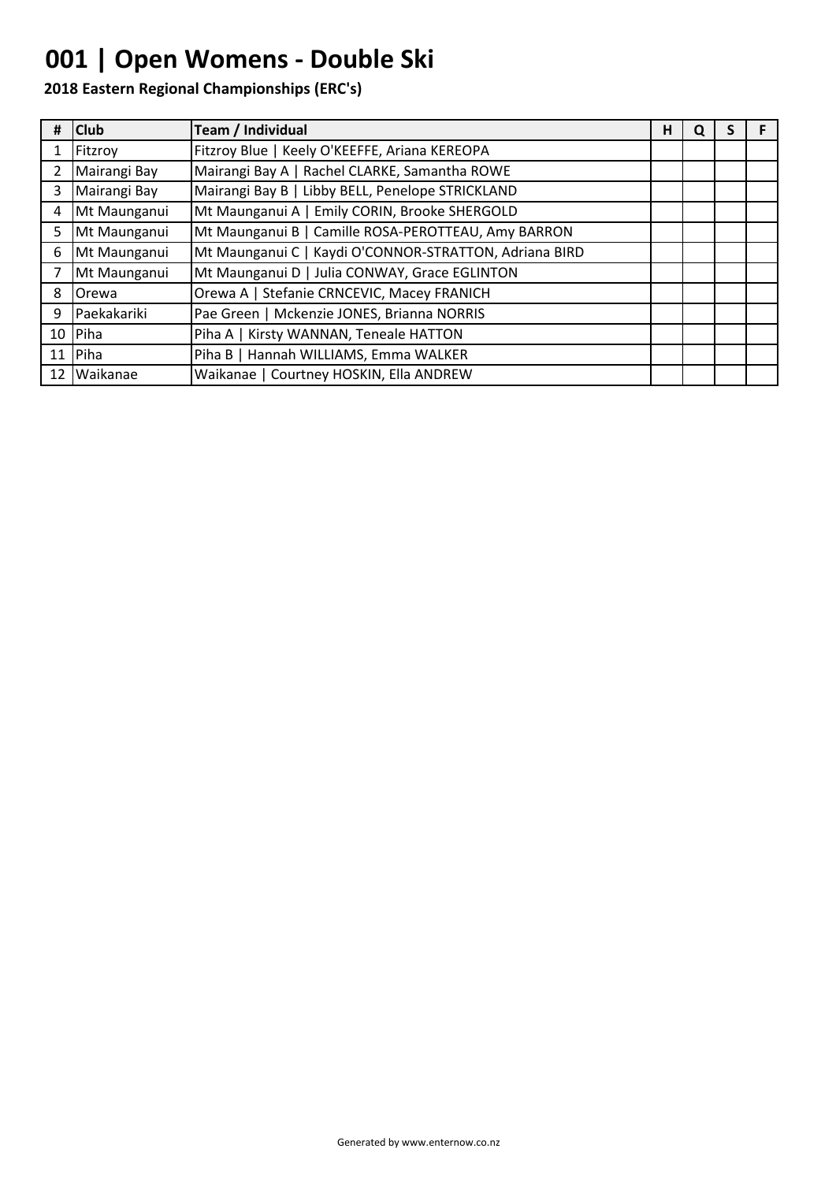# 001 | Open Womens - Double Ski

**2018 Eastern Regional Championships (ERC's)**

| # | Club | Team / Individual | H | Q | S | F |
|---|---|---|---|---|---|---|
| 1 | Fitzroy | Fitzroy Blue \| Keely O'KEEFFE, Ariana KEREOPA | | | | |
| 2 | Mairangi Bay | Mairangi Bay A \| Rachel CLARKE, Samantha ROWE | | | | |
| 3 | Mairangi Bay | Mairangi Bay B \| Libby BELL, Penelope STRICKLAND | | | | |
| 4 | Mt Maunganui | Mt Maunganui A \| Emily CORIN, Brooke SHERGOLD | | | | |
| 5 | Mt Maunganui | Mt Maunganui B \| Camille ROSA-PEROTTEAU, Amy BARRON | | | | |
| 6 | Mt Maunganui | Mt Maunganui C \| Kaydi O'CONNOR-STRATTON, Adriana BIRD | | | | |
| 7 | Mt Maunganui | Mt Maunganui D \| Julia CONWAY, Grace EGLINTON | | | | |
| 8 | Orewa | Orewa A \| Stefanie CRNCEVIC, Macey FRANICH | | | | |
| 9 | Paekakariki | Pae Green \| Mckenzie JONES, Brianna NORRIS | | | | |
| 10 | Piha | Piha A \| Kirsty WANNAN, Teneale HATTON | | | | |
| 11 | Piha | Piha B \| Hannah WILLIAMS, Emma WALKER | | | | |
| 12 | Waikanae | Waikanae \| Courtney HOSKIN, Ella ANDREW | | | | |

Generated by www.enternow.co.nz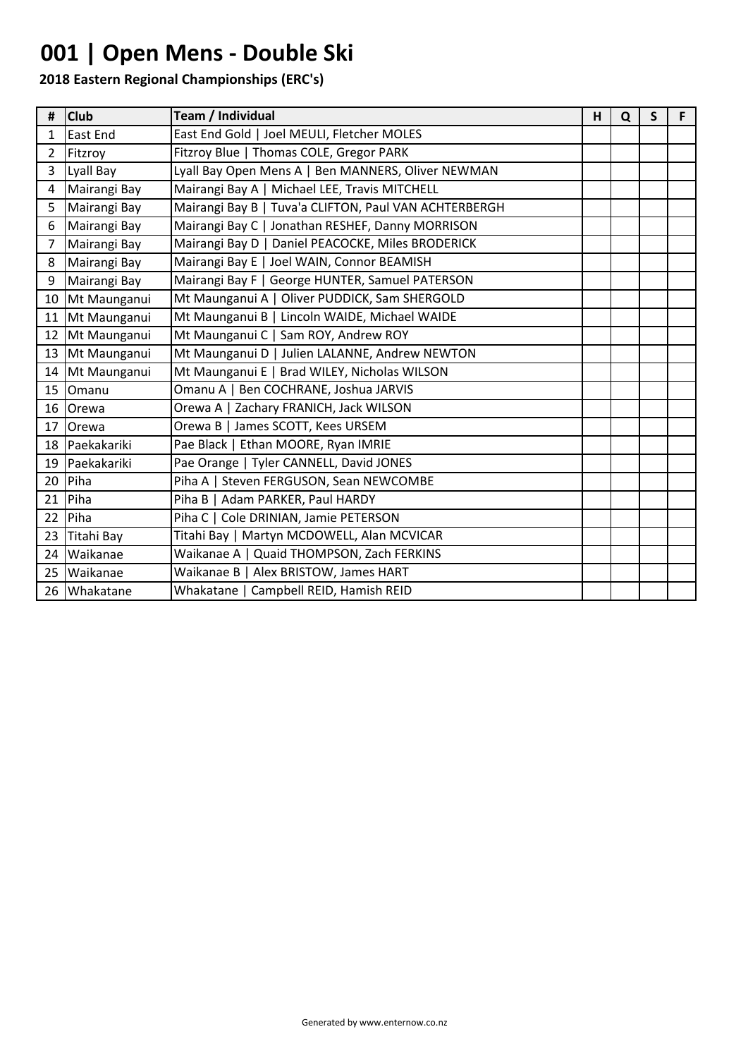# 001 | Open Mens - Double Ski

**2018 Eastern Regional Championships (ERC's)**

| # | Club | Team / Individual | H | Q | S | F |
|---|---|---|---|---|---|---|
| 1 | East End | East End Gold \| Joel MEULI, Fletcher MOLES | | | | |
| 2 | Fitzroy | Fitzroy Blue \| Thomas COLE, Gregor PARK | | | | |
| 3 | Lyall Bay | Lyall Bay Open Mens A \| Ben MANNERS, Oliver NEWMAN | | | | |
| 4 | Mairangi Bay | Mairangi Bay A \| Michael LEE, Travis MITCHELL | | | | |
| 5 | Mairangi Bay | Mairangi Bay B \| Tuva'a CLIFTON, Paul VAN ACHTERBERGH | | | | |
| 6 | Mairangi Bay | Mairangi Bay C \| Jonathan RESHEF, Danny MORRISON | | | | |
| 7 | Mairangi Bay | Mairangi Bay D \| Daniel PEACOCKE, Miles BRODERICK | | | | |
| 8 | Mairangi Bay | Mairangi Bay E \| Joel WAIN, Connor BEAMISH | | | | |
| 9 | Mairangi Bay | Mairangi Bay F \| George HUNTER, Samuel PATERSON | | | | |
| 10 | Mt Maunganui | Mt Maunganui A \| Oliver PUDDICK, Sam SHERGOLD | | | | |
| 11 | Mt Maunganui | Mt Maunganui B \| Lincoln WAIDE, Michael WAIDE | | | | |
| 12 | Mt Maunganui | Mt Maunganui C \| Sam ROY, Andrew ROY | | | | |
| 13 | Mt Maunganui | Mt Maunganui D \| Julien LALANNE, Andrew NEWTON | | | | |
| 14 | Mt Maunganui | Mt Maunganui E \| Brad WILEY, Nicholas WILSON | | | | |
| 15 | Omanu | Omanu A \| Ben COCHRANE, Joshua JARVIS | | | | |
| 16 | Orewa | Orewa A \| Zachary FRANICH, Jack WILSON | | | | |
| 17 | Orewa | Orewa B \| James SCOTT, Kees URSEM | | | | |
| 18 | Paekakariki | Pae Black \| Ethan MOORE, Ryan IMRIE | | | | |
| 19 | Paekakariki | Pae Orange \| Tyler CANNELL, David JONES | | | | |
| 20 | Piha | Piha A \| Steven FERGUSON, Sean NEWCOMBE | | | | |
| 21 | Piha | Piha B \| Adam PARKER, Paul HARDY | | | | |
| 22 | Piha | Piha C \| Cole DRINIAN, Jamie PETERSON | | | | |
| 23 | Titahi Bay | Titahi Bay \| Martyn MCDOWELL, Alan MCVICAR | | | | |
| 24 | Waikanae | Waikanae A \| Quaid THOMPSON, Zach FERKINS | | | | |
| 25 | Waikanae | Waikanae B \| Alex BRISTOW, James HART | | | | |
| 26 | Whakatane | Whakatane \| Campbell REID, Hamish REID | | | | |

Generated by www.enternow.co.nz